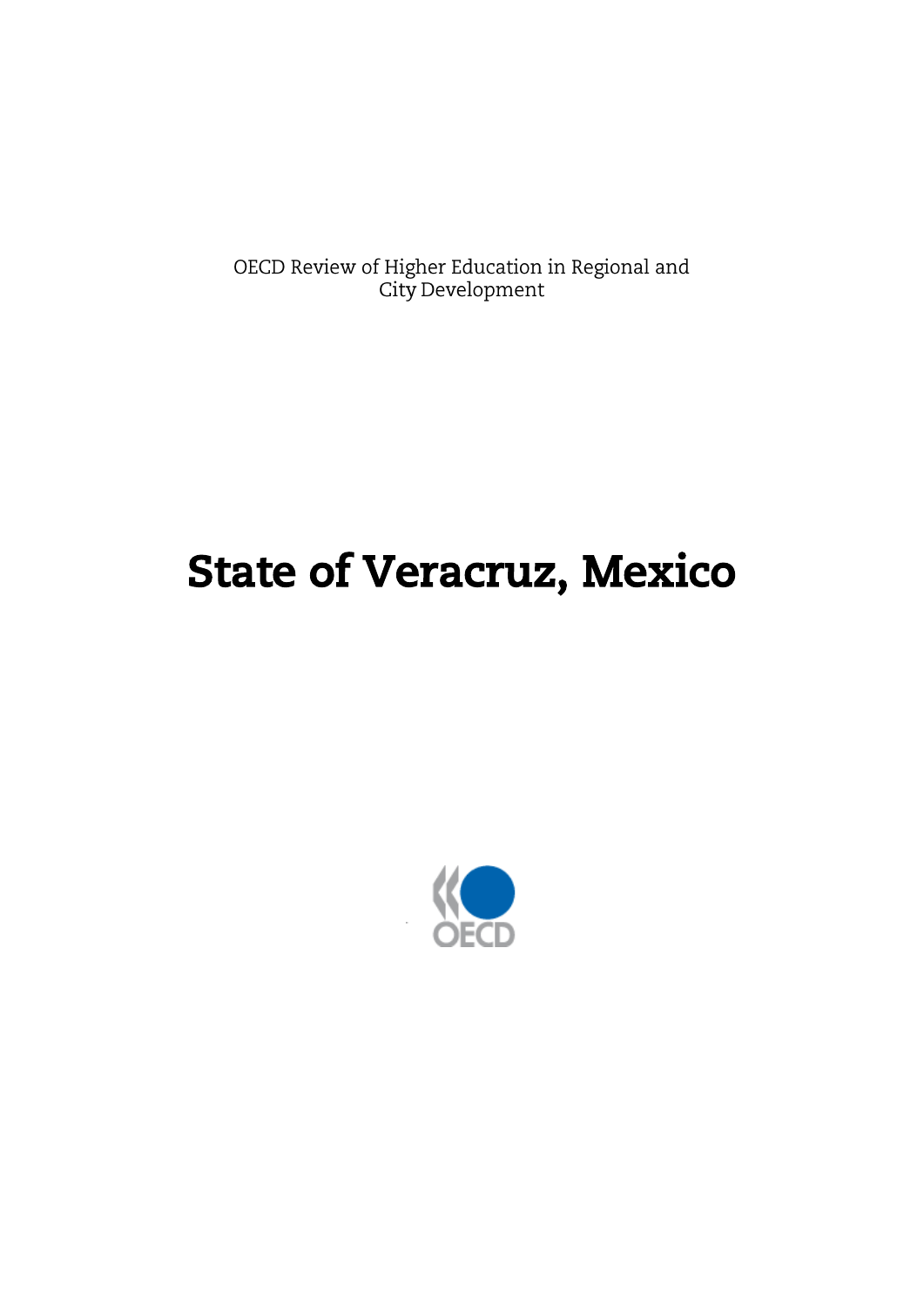OECD Review of Higher Education in Regional and City Development

# State of Veracruz, Mexico

OECD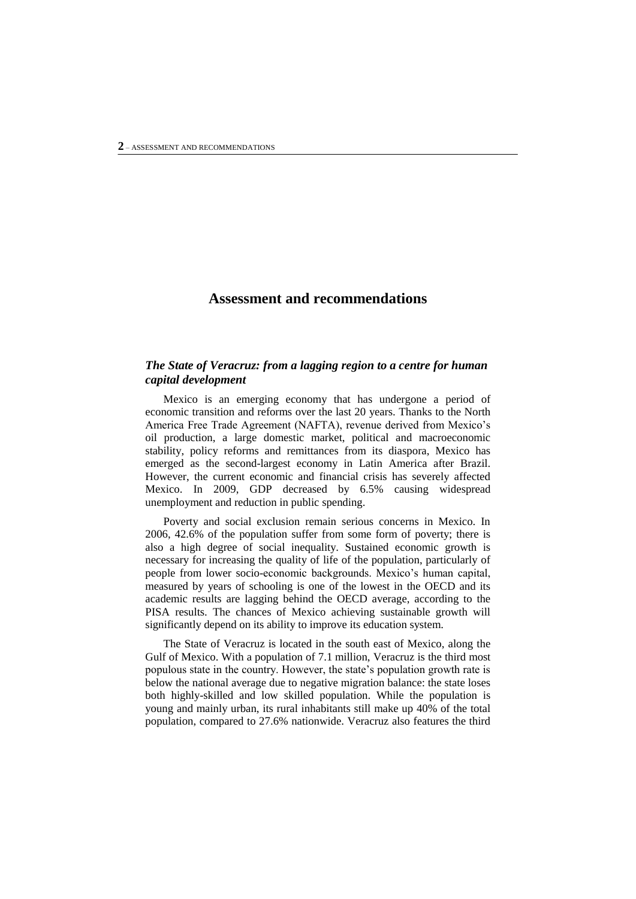# Assessment and recommendations

### *The State of Veracruz: from a lagging region to a centre for human capital development*

Mexico is an emerging economy that has undergone a period of economic transition and reforms over the last 20 years. Thanks to the North America Free Trade Agreement (NAFTA), revenue derived from Mexico's oil production, a large domestic market, political and macroeconomic stability, policy reforms and remittances from its diaspora, Mexico has emerged as the second-largest economy in Latin America after Brazil. However, the current economic and financial crisis has severely affected Mexico. In 2009, GDP decreased by 6.5% causing widespread unemployment and reduction in public spending.

Poverty and social exclusion remain serious concerns in Mexico. In 2006, 42.6% of the population suffer from some form of poverty; there is also a high degree of social inequality. Sustained economic growth is necessary for increasing the quality of life of the population, particularly of people from lower socio-economic backgrounds. Mexico's human capital, measured by years of schooling is one of the lowest in the OECD and its academic results are lagging behind the OECD average, according to the PISA results. The chances of Mexico achieving sustainable growth will significantly depend on its ability to improve its education system.

The State of Veracruz is located in the south east of Mexico, along the Gulf of Mexico. With a population of 7.1 million, Veracruz is the third most populous state in the country. However, the state's population growth rate is below the national average due to negative migration balance: the state loses both highly-skilled and low skilled population. While the population is young and mainly urban, its rural inhabitants still make up 40% of the total population, compared to 27.6% nationwide. Veracruz also features the third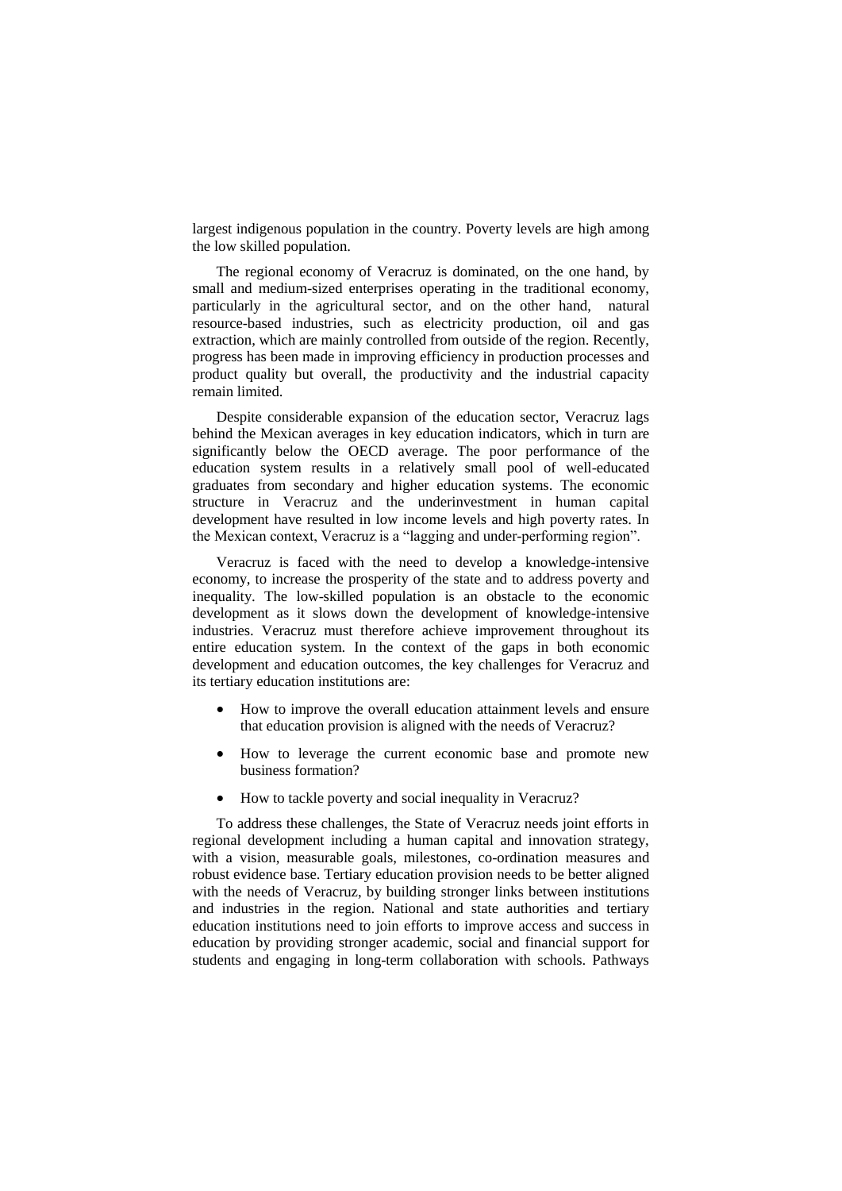largest indigenous population in the country. Poverty levels are high among the low skilled population.

The regional economy of Veracruz is dominated, on the one hand, by small and medium-sized enterprises operating in the traditional economy, particularly in the agricultural sector, and on the other hand, natural resource-based industries, such as electricity production, oil and gas extraction, which are mainly controlled from outside of the region. Recently, progress has been made in improving efficiency in production processes and product quality but overall, the productivity and the industrial capacity remain limited.

Despite considerable expansion of the education sector, Veracruz lags behind the Mexican averages in key education indicators, which in turn are significantly below the OECD average. The poor performance of the education system results in a relatively small pool of well-educated graduates from secondary and higher education systems. The economic structure in Veracruz and the underinvestment in human capital development have resulted in low income levels and high poverty rates. In the Mexican context, Veracruz is a "lagging and under-performing region".

Veracruz is faced with the need to develop a knowledge-intensive economy, to increase the prosperity of the state and to address poverty and inequality. The low-skilled population is an obstacle to the economic development as it slows down the development of knowledge-intensive industries. Veracruz must therefore achieve improvement throughout its entire education system. In the context of the gaps in both economic development and education outcomes, the key challenges for Veracruz and its tertiary education institutions are:

- How to improve the overall education attainment levels and ensure that education provision is aligned with the needs of Veracruz?
- How to leverage the current economic base and promote new business formation?
- How to tackle poverty and social inequality in Veracruz?

To address these challenges, the State of Veracruz needs joint efforts in regional development including a human capital and innovation strategy, with a vision, measurable goals, milestones, co-ordination measures and robust evidence base. Tertiary education provision needs to be better aligned with the needs of Veracruz, by building stronger links between institutions and industries in the region. National and state authorities and tertiary education institutions need to join efforts to improve access and success in education by providing stronger academic, social and financial support for students and engaging in long-term collaboration with schools. Pathways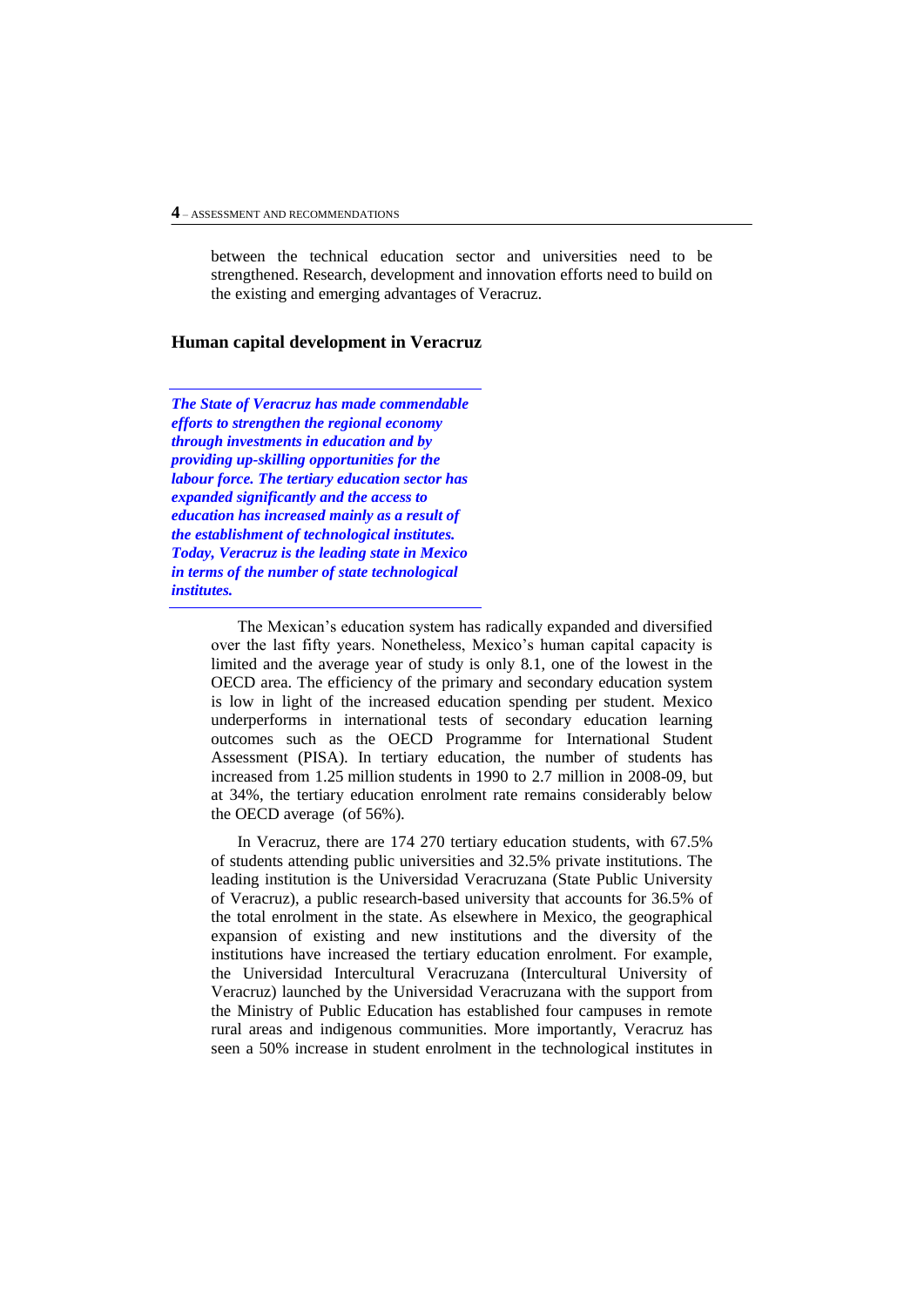between the technical education sector and universities need to be strengthened. Research, development and innovation efforts need to build on the existing and emerging advantages of Veracruz.

## Human capital development in Veracruz

***The State of Veracruz has made commendable efforts to strengthen the regional economy through investments in education and by providing up-skilling opportunities for the labour force. The tertiary education sector has expanded significantly and the access to education has increased mainly as a result of the establishment of technological institutes. Today, Veracruz is the leading state in Mexico in terms of the number of state technological institutes.***

The Mexican's education system has radically expanded and diversified over the last fifty years. Nonetheless, Mexico's human capital capacity is limited and the average year of study is only 8.1, one of the lowest in the OECD area. The efficiency of the primary and secondary education system is low in light of the increased education spending per student. Mexico underperforms in international tests of secondary education learning outcomes such as the OECD Programme for International Student Assessment (PISA). In tertiary education, the number of students has increased from 1.25 million students in 1990 to 2.7 million in 2008-09, but at 34%, the tertiary education enrolment rate remains considerably below the OECD average (of 56%).

In Veracruz, there are 174 270 tertiary education students, with 67.5% of students attending public universities and 32.5% private institutions. The leading institution is the Universidad Veracruzana (State Public University of Veracruz), a public research-based university that accounts for 36.5% of the total enrolment in the state. As elsewhere in Mexico, the geographical expansion of existing and new institutions and the diversity of the institutions have increased the tertiary education enrolment. For example, the Universidad Intercultural Veracruzana (Intercultural University of Veracruz) launched by the Universidad Veracruzana with the support from the Ministry of Public Education has established four campuses in remote rural areas and indigenous communities. More importantly, Veracruz has seen a 50% increase in student enrolment in the technological institutes in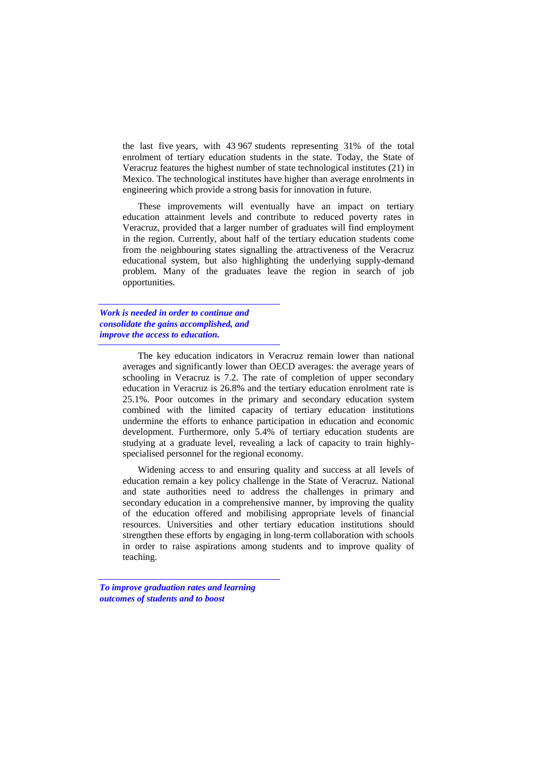the last five years, with 43 967 students representing 31% of the total enrolment of tertiary education students in the state. Today, the State of Veracruz features the highest number of state technological institutes (21) in Mexico. The technological institutes have higher than average enrolments in engineering which provide a strong basis for innovation in future.

These improvements will eventually have an impact on tertiary education attainment levels and contribute to reduced poverty rates in Veracruz, provided that a larger number of graduates will find employment in the region. Currently, about half of the tertiary education students come from the neighbouring states signalling the attractiveness of the Veracruz educational system, but also highlighting the underlying supply-demand problem. Many of the graduates leave the region in search of job opportunities.

***Work is needed in order to continue and consolidate the gains accomplished, and improve the access to education.***

The key education indicators in Veracruz remain lower than national averages and significantly lower than OECD averages: the average years of schooling in Veracruz is 7.2. The rate of completion of upper secondary education in Veracruz is 26.8% and the tertiary education enrolment rate is 25.1%. Poor outcomes in the primary and secondary education system combined with the limited capacity of tertiary education institutions undermine the efforts to enhance participation in education and economic development. Furthermore, only 5.4% of tertiary education students are studying at a graduate level, revealing a lack of capacity to train highly-specialised personnel for the regional economy.

Widening access to and ensuring quality and success at all levels of education remain a key policy challenge in the State of Veracruz. National and state authorities need to address the challenges in primary and secondary education in a comprehensive manner, by improving the quality of the education offered and mobilising appropriate levels of financial resources. Universities and other tertiary education institutions should strengthen these efforts by engaging in long-term collaboration with schools in order to raise aspirations among students and to improve quality of teaching.

***To improve graduation rates and learning outcomes of students and to boost***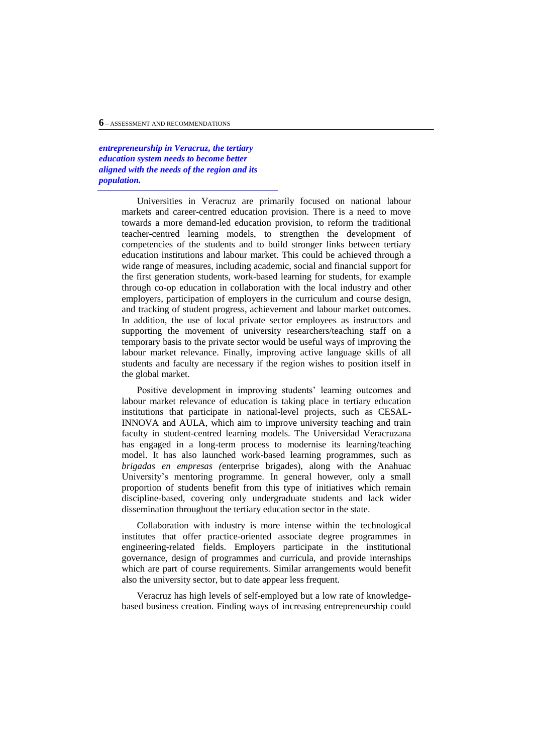***entrepreneurship in Veracruz, the tertiary education system needs to become better aligned with the needs of the region and its population.***

Universities in Veracruz are primarily focused on national labour markets and career-centred education provision. There is a need to move towards a more demand-led education provision, to reform the traditional teacher-centred learning models, to strengthen the development of competencies of the students and to build stronger links between tertiary education institutions and labour market. This could be achieved through a wide range of measures, including academic, social and financial support for the first generation students, work-based learning for students, for example through co-op education in collaboration with the local industry and other employers, participation of employers in the curriculum and course design, and tracking of student progress, achievement and labour market outcomes. In addition, the use of local private sector employees as instructors and supporting the movement of university researchers/teaching staff on a temporary basis to the private sector would be useful ways of improving the labour market relevance. Finally, improving active language skills of all students and faculty are necessary if the region wishes to position itself in the global market.

Positive development in improving students' learning outcomes and labour market relevance of education is taking place in tertiary education institutions that participate in national-level projects, such as CESAL-INNOVA and AULA, which aim to improve university teaching and train faculty in student-centred learning models. The Universidad Veracruzana has engaged in a long-term process to modernise its learning/teaching model. It has also launched work-based learning programmes, such as *brigadas en empresas (*enterprise brigades), along with the Anahuac University's mentoring programme. In general however, only a small proportion of students benefit from this type of initiatives which remain discipline-based, covering only undergraduate students and lack wider dissemination throughout the tertiary education sector in the state.

Collaboration with industry is more intense within the technological institutes that offer practice-oriented associate degree programmes in engineering-related fields. Employers participate in the institutional governance, design of programmes and curricula, and provide internships which are part of course requirements. Similar arrangements would benefit also the university sector, but to date appear less frequent.

Veracruz has high levels of self-employed but a low rate of knowledge-based business creation. Finding ways of increasing entrepreneurship could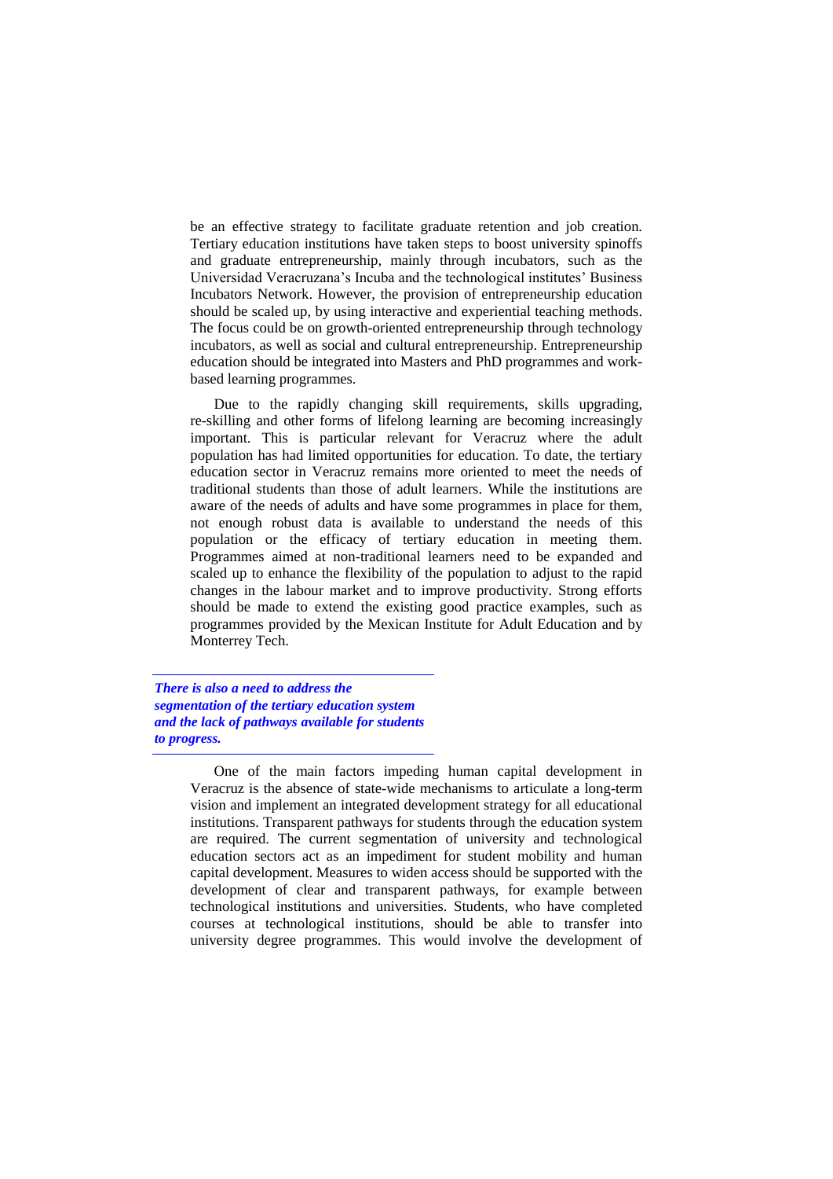be an effective strategy to facilitate graduate retention and job creation. Tertiary education institutions have taken steps to boost university spinoffs and graduate entrepreneurship, mainly through incubators, such as the Universidad Veracruzana's Incuba and the technological institutes' Business Incubators Network. However, the provision of entrepreneurship education should be scaled up, by using interactive and experiential teaching methods. The focus could be on growth-oriented entrepreneurship through technology incubators, as well as social and cultural entrepreneurship. Entrepreneurship education should be integrated into Masters and PhD programmes and work-based learning programmes.

Due to the rapidly changing skill requirements, skills upgrading, re-skilling and other forms of lifelong learning are becoming increasingly important. This is particular relevant for Veracruz where the adult population has had limited opportunities for education. To date, the tertiary education sector in Veracruz remains more oriented to meet the needs of traditional students than those of adult learners. While the institutions are aware of the needs of adults and have some programmes in place for them, not enough robust data is available to understand the needs of this population or the efficacy of tertiary education in meeting them. Programmes aimed at non-traditional learners need to be expanded and scaled up to enhance the flexibility of the population to adjust to the rapid changes in the labour market and to improve productivity. Strong efforts should be made to extend the existing good practice examples, such as programmes provided by the Mexican Institute for Adult Education and by Monterrey Tech.

***There is also a need to address the segmentation of the tertiary education system and the lack of pathways available for students to progress.***

One of the main factors impeding human capital development in Veracruz is the absence of state-wide mechanisms to articulate a long-term vision and implement an integrated development strategy for all educational institutions. Transparent pathways for students through the education system are required. The current segmentation of university and technological education sectors act as an impediment for student mobility and human capital development. Measures to widen access should be supported with the development of clear and transparent pathways, for example between technological institutions and universities. Students, who have completed courses at technological institutions, should be able to transfer into university degree programmes. This would involve the development of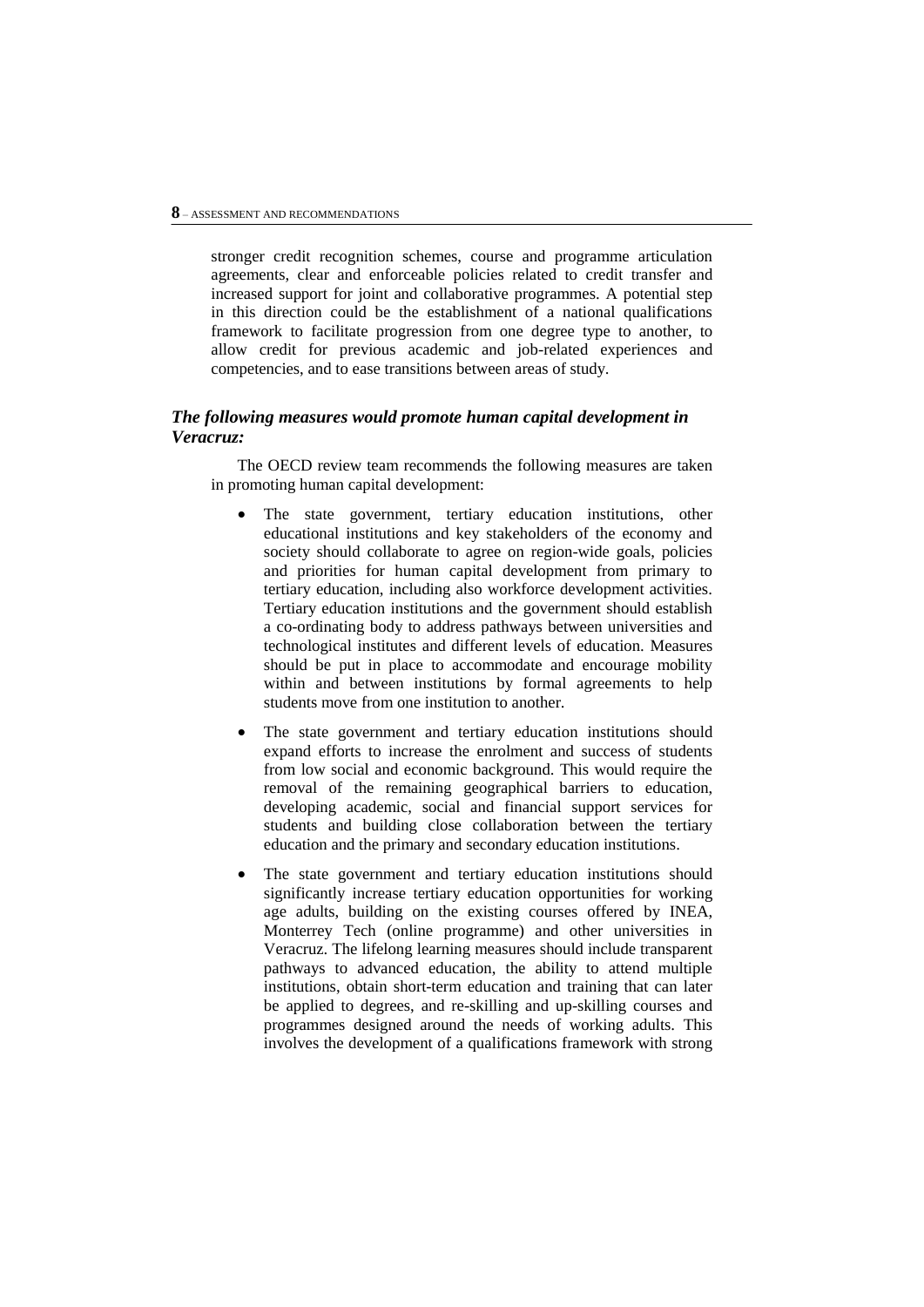stronger credit recognition schemes, course and programme articulation agreements, clear and enforceable policies related to credit transfer and increased support for joint and collaborative programmes. A potential step in this direction could be the establishment of a national qualifications framework to facilitate progression from one degree type to another, to allow credit for previous academic and job-related experiences and competencies, and to ease transitions between areas of study.

### *The following measures would promote human capital development in Veracruz:*

The OECD review team recommends the following measures are taken in promoting human capital development:

- The state government, tertiary education institutions, other educational institutions and key stakeholders of the economy and society should collaborate to agree on region-wide goals, policies and priorities for human capital development from primary to tertiary education, including also workforce development activities. Tertiary education institutions and the government should establish a co-ordinating body to address pathways between universities and technological institutes and different levels of education. Measures should be put in place to accommodate and encourage mobility within and between institutions by formal agreements to help students move from one institution to another.

- The state government and tertiary education institutions should expand efforts to increase the enrolment and success of students from low social and economic background. This would require the removal of the remaining geographical barriers to education, developing academic, social and financial support services for students and building close collaboration between the tertiary education and the primary and secondary education institutions.

- The state government and tertiary education institutions should significantly increase tertiary education opportunities for working age adults, building on the existing courses offered by INEA, Monterrey Tech (online programme) and other universities in Veracruz. The lifelong learning measures should include transparent pathways to advanced education, the ability to attend multiple institutions, obtain short-term education and training that can later be applied to degrees, and re-skilling and up-skilling courses and programmes designed around the needs of working adults. This involves the development of a qualifications framework with strong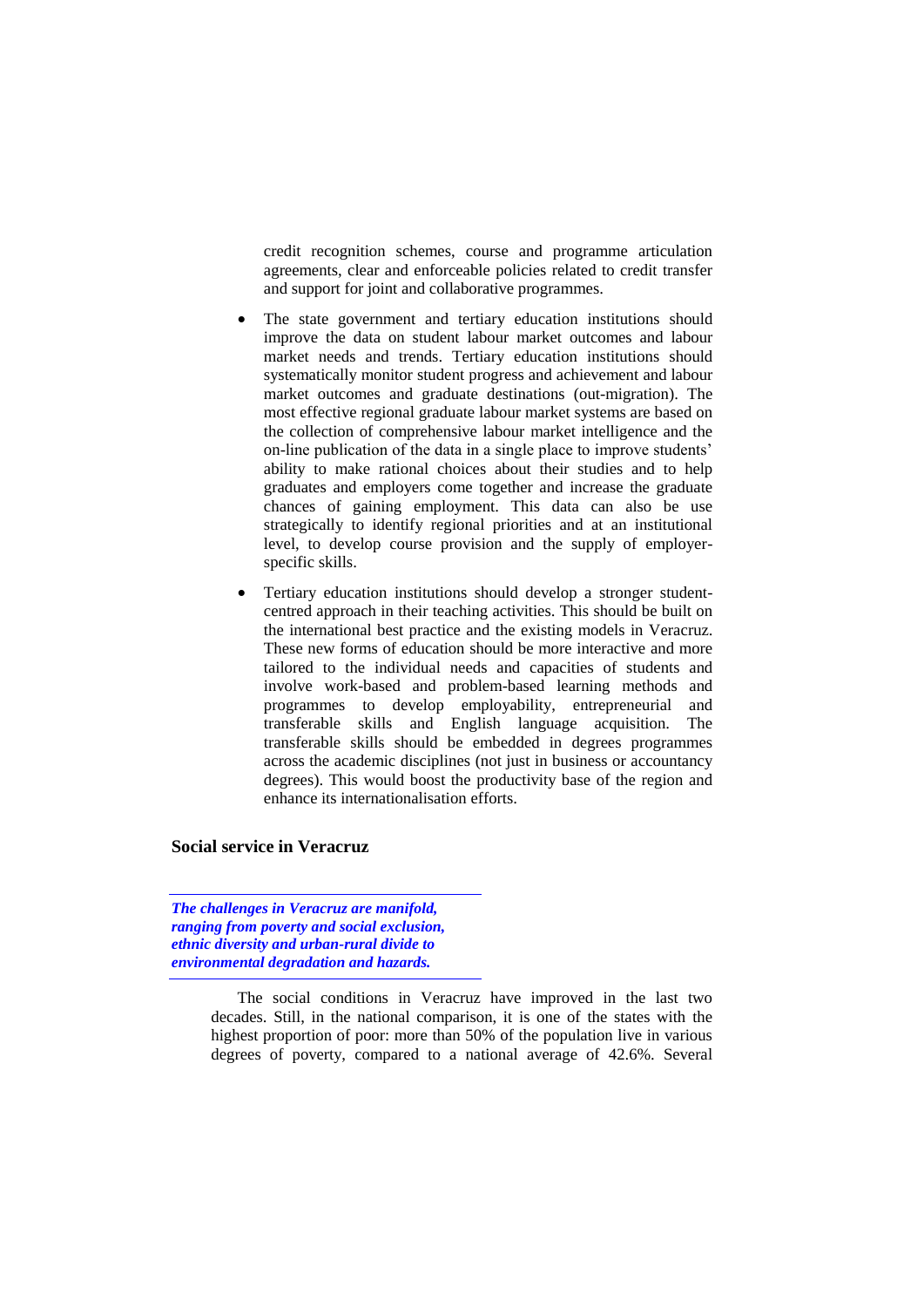credit recognition schemes, course and programme articulation agreements, clear and enforceable policies related to credit transfer and support for joint and collaborative programmes.

- The state government and tertiary education institutions should improve the data on student labour market outcomes and labour market needs and trends. Tertiary education institutions should systematically monitor student progress and achievement and labour market outcomes and graduate destinations (out-migration). The most effective regional graduate labour market systems are based on the collection of comprehensive labour market intelligence and the on-line publication of the data in a single place to improve students' ability to make rational choices about their studies and to help graduates and employers come together and increase the graduate chances of gaining employment. This data can also be use strategically to identify regional priorities and at an institutional level, to develop course provision and the supply of employer-specific skills.

- Tertiary education institutions should develop a stronger student-centred approach in their teaching activities. This should be built on the international best practice and the existing models in Veracruz. These new forms of education should be more interactive and more tailored to the individual needs and capacities of students and involve work-based and problem-based learning methods and programmes to develop employability, entrepreneurial and transferable skills and English language acquisition. The transferable skills should be embedded in degrees programmes across the academic disciplines (not just in business or accountancy degrees). This would boost the productivity base of the region and enhance its internationalisation efforts.

## Social service in Veracruz

***The challenges in Veracruz are manifold, ranging from poverty and social exclusion, ethnic diversity and urban-rural divide to environmental degradation and hazards.***

The social conditions in Veracruz have improved in the last two decades. Still, in the national comparison, it is one of the states with the highest proportion of poor: more than 50% of the population live in various degrees of poverty, compared to a national average of 42.6%. Several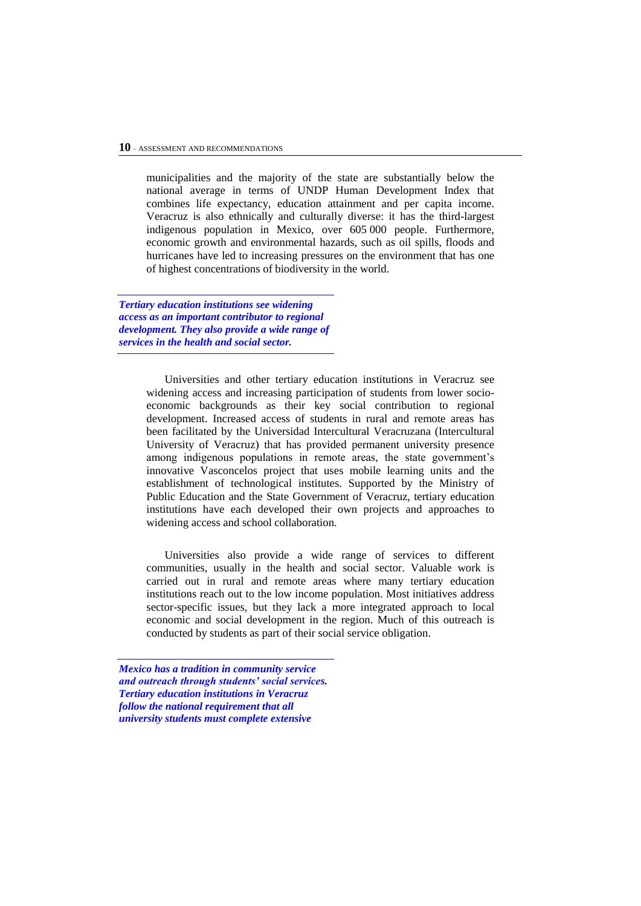municipalities and the majority of the state are substantially below the national average in terms of UNDP Human Development Index that combines life expectancy, education attainment and per capita income. Veracruz is also ethnically and culturally diverse: it has the third-largest indigenous population in Mexico, over 605 000 people. Furthermore, economic growth and environmental hazards, such as oil spills, floods and hurricanes have led to increasing pressures on the environment that has one of highest concentrations of biodiversity in the world.

***Tertiary education institutions see widening access as an important contributor to regional development. They also provide a wide range of services in the health and social sector.***

Universities and other tertiary education institutions in Veracruz see widening access and increasing participation of students from lower socio-economic backgrounds as their key social contribution to regional development. Increased access of students in rural and remote areas has been facilitated by the Universidad Intercultural Veracruzana (Intercultural University of Veracruz) that has provided permanent university presence among indigenous populations in remote areas, the state government's innovative Vasconcelos project that uses mobile learning units and the establishment of technological institutes. Supported by the Ministry of Public Education and the State Government of Veracruz, tertiary education institutions have each developed their own projects and approaches to widening access and school collaboration.

Universities also provide a wide range of services to different communities, usually in the health and social sector. Valuable work is carried out in rural and remote areas where many tertiary education institutions reach out to the low income population. Most initiatives address sector-specific issues, but they lack a more integrated approach to local economic and social development in the region. Much of this outreach is conducted by students as part of their social service obligation.

***Mexico has a tradition in community service and outreach through students' social services. Tertiary education institutions in Veracruz follow the national requirement that all university students must complete extensive***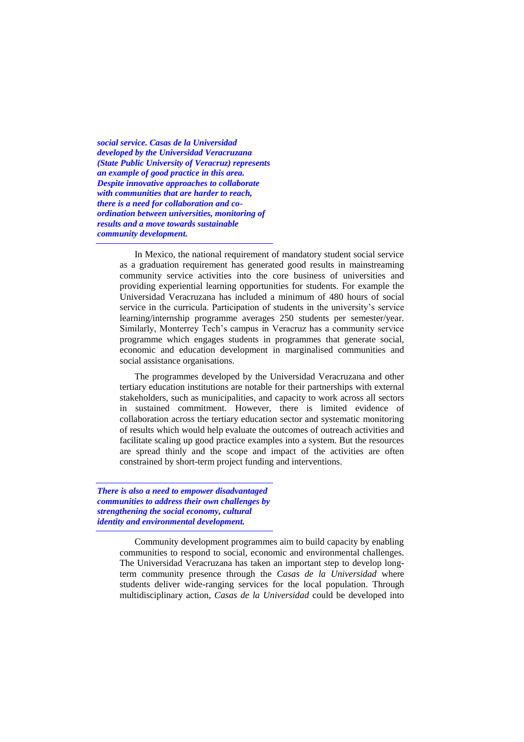***social service. Casas de la Universidad developed by the Universidad Veracruzana (State Public University of Veracruz) represents an example of good practice in this area. Despite innovative approaches to collaborate with communities that are harder to reach, there is a need for collaboration and co-ordination between universities, monitoring of results and a move towards sustainable community development.***

In Mexico, the national requirement of mandatory student social service as a graduation requirement has generated good results in mainstreaming community service activities into the core business of universities and providing experiential learning opportunities for students. For example the Universidad Veracruzana has included a minimum of 480 hours of social service in the curricula. Participation of students in the university's service learning/internship programme averages 250 students per semester/year. Similarly, Monterrey Tech's campus in Veracruz has a community service programme which engages students in programmes that generate social, economic and education development in marginalised communities and social assistance organisations.

The programmes developed by the Universidad Veracruzana and other tertiary education institutions are notable for their partnerships with external stakeholders, such as municipalities, and capacity to work across all sectors in sustained commitment. However, there is limited evidence of collaboration across the tertiary education sector and systematic monitoring of results which would help evaluate the outcomes of outreach activities and facilitate scaling up good practice examples into a system. But the resources are spread thinly and the scope and impact of the activities are often constrained by short-term project funding and interventions.

***There is also a need to empower disadvantaged communities to address their own challenges by strengthening the social economy, cultural identity and environmental development.***

Community development programmes aim to build capacity by enabling communities to respond to social, economic and environmental challenges. The Universidad Veracruzana has taken an important step to develop long-term community presence through the *Casas de la Universidad* where students deliver wide-ranging services for the local population. Through multidisciplinary action, *Casas de la Universidad* could be developed into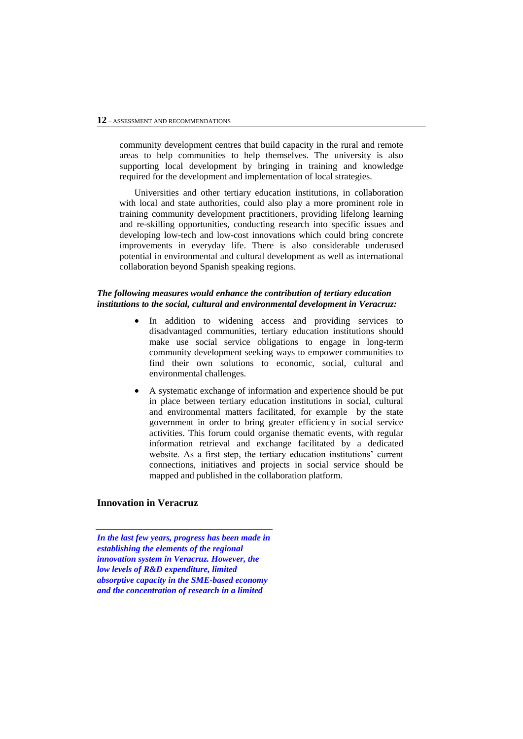community development centres that build capacity in the rural and remote areas to help communities to help themselves. The university is also supporting local development by bringing in training and knowledge required for the development and implementation of local strategies.

Universities and other tertiary education institutions, in collaboration with local and state authorities, could also play a more prominent role in training community development practitioners, providing lifelong learning and re-skilling opportunities, conducting research into specific issues and developing low-tech and low-cost innovations which could bring concrete improvements in everyday life. There is also considerable underused potential in environmental and cultural development as well as international collaboration beyond Spanish speaking regions.

***The following measures would enhance the contribution of tertiary education institutions to the social, cultural and environmental development in Veracruz:***

- In addition to widening access and providing services to disadvantaged communities, tertiary education institutions should make use social service obligations to engage in long-term community development seeking ways to empower communities to find their own solutions to economic, social, cultural and environmental challenges.
- A systematic exchange of information and experience should be put in place between tertiary education institutions in social, cultural and environmental matters facilitated, for example by the state government in order to bring greater efficiency in social service activities. This forum could organise thematic events, with regular information retrieval and exchange facilitated by a dedicated website. As a first step, the tertiary education institutions' current connections, initiatives and projects in social service should be mapped and published in the collaboration platform.

## Innovation in Veracruz

***In the last few years, progress has been made in establishing the elements of the regional innovation system in Veracruz. However, the low levels of R&D expenditure, limited absorptive capacity in the SME-based economy and the concentration of research in a limited***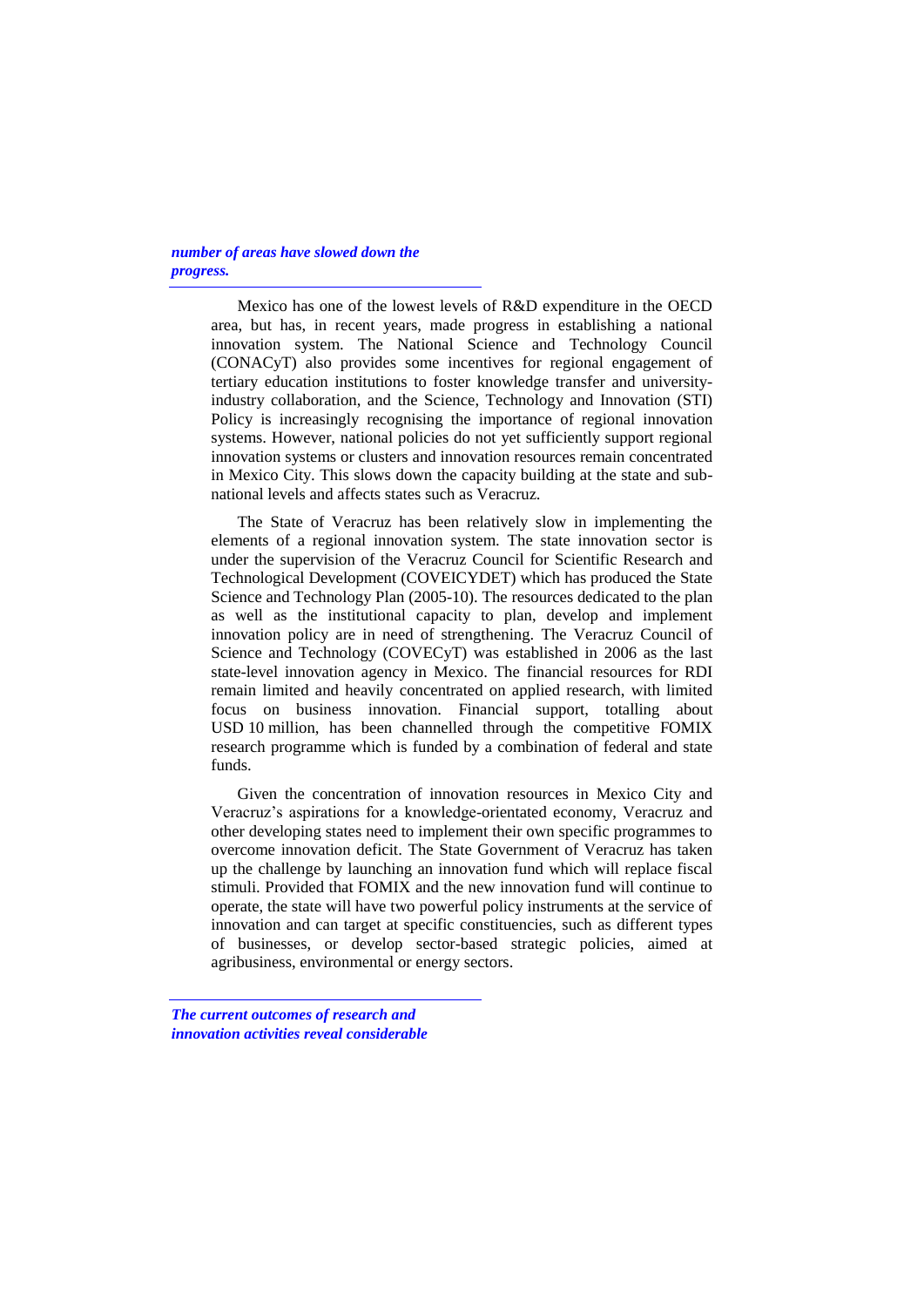***number of areas have slowed down the progress.***

Mexico has one of the lowest levels of R&D expenditure in the OECD area, but has, in recent years, made progress in establishing a national innovation system. The National Science and Technology Council (CONACyT) also provides some incentives for regional engagement of tertiary education institutions to foster knowledge transfer and university-industry collaboration, and the Science, Technology and Innovation (STI) Policy is increasingly recognising the importance of regional innovation systems. However, national policies do not yet sufficiently support regional innovation systems or clusters and innovation resources remain concentrated in Mexico City. This slows down the capacity building at the state and sub-national levels and affects states such as Veracruz.

The State of Veracruz has been relatively slow in implementing the elements of a regional innovation system. The state innovation sector is under the supervision of the Veracruz Council for Scientific Research and Technological Development (COVEICYDET) which has produced the State Science and Technology Plan (2005-10). The resources dedicated to the plan as well as the institutional capacity to plan, develop and implement innovation policy are in need of strengthening. The Veracruz Council of Science and Technology (COVECyT) was established in 2006 as the last state-level innovation agency in Mexico. The financial resources for RDI remain limited and heavily concentrated on applied research, with limited focus on business innovation. Financial support, totalling about USD 10 million, has been channelled through the competitive FOMIX research programme which is funded by a combination of federal and state funds.

Given the concentration of innovation resources in Mexico City and Veracruz's aspirations for a knowledge-orientated economy, Veracruz and other developing states need to implement their own specific programmes to overcome innovation deficit. The State Government of Veracruz has taken up the challenge by launching an innovation fund which will replace fiscal stimuli. Provided that FOMIX and the new innovation fund will continue to operate, the state will have two powerful policy instruments at the service of innovation and can target at specific constituencies, such as different types of businesses, or develop sector-based strategic policies, aimed at agribusiness, environmental or energy sectors.

***The current outcomes of research and innovation activities reveal considerable***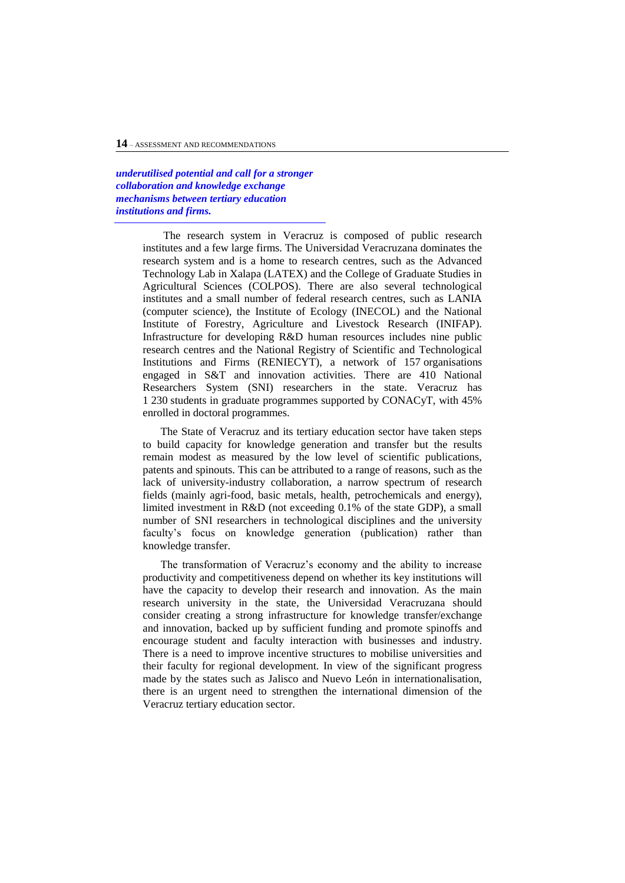***underutilised potential and call for a stronger collaboration and knowledge exchange mechanisms between tertiary education institutions and firms.***

The research system in Veracruz is composed of public research institutes and a few large firms. The Universidad Veracruzana dominates the research system and is a home to research centres, such as the Advanced Technology Lab in Xalapa (LATEX) and the College of Graduate Studies in Agricultural Sciences (COLPOS). There are also several technological institutes and a small number of federal research centres, such as LANIA (computer science), the Institute of Ecology (INECOL) and the National Institute of Forestry, Agriculture and Livestock Research (INIFAP). Infrastructure for developing R&D human resources includes nine public research centres and the National Registry of Scientific and Technological Institutions and Firms (RENIECYT), a network of 157 organisations engaged in S&T and innovation activities. There are 410 National Researchers System (SNI) researchers in the state. Veracruz has 1 230 students in graduate programmes supported by CONACyT, with 45% enrolled in doctoral programmes.

The State of Veracruz and its tertiary education sector have taken steps to build capacity for knowledge generation and transfer but the results remain modest as measured by the low level of scientific publications, patents and spinouts. This can be attributed to a range of reasons, such as the lack of university-industry collaboration, a narrow spectrum of research fields (mainly agri-food, basic metals, health, petrochemicals and energy), limited investment in R&D (not exceeding 0.1% of the state GDP), a small number of SNI researchers in technological disciplines and the university faculty's focus on knowledge generation (publication) rather than knowledge transfer.

The transformation of Veracruz's economy and the ability to increase productivity and competitiveness depend on whether its key institutions will have the capacity to develop their research and innovation. As the main research university in the state, the Universidad Veracruzana should consider creating a strong infrastructure for knowledge transfer/exchange and innovation, backed up by sufficient funding and promote spinoffs and encourage student and faculty interaction with businesses and industry. There is a need to improve incentive structures to mobilise universities and their faculty for regional development. In view of the significant progress made by the states such as Jalisco and Nuevo León in internationalisation, there is an urgent need to strengthen the international dimension of the Veracruz tertiary education sector.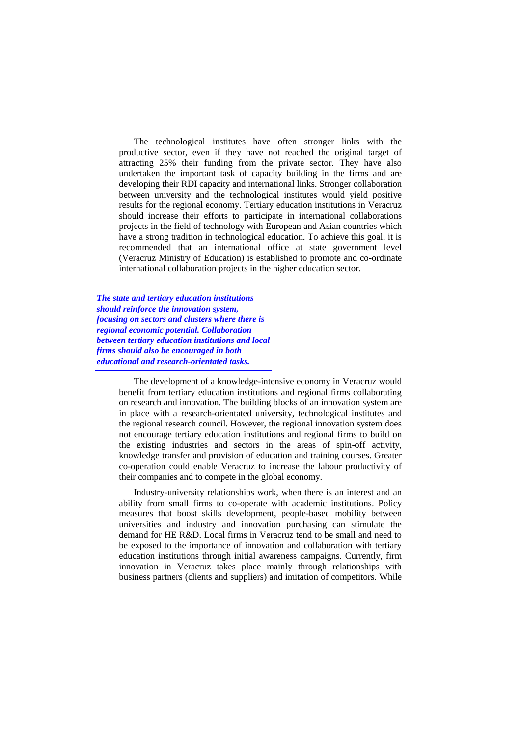The technological institutes have often stronger links with the productive sector, even if they have not reached the original target of attracting 25% their funding from the private sector. They have also undertaken the important task of capacity building in the firms and are developing their RDI capacity and international links. Stronger collaboration between university and the technological institutes would yield positive results for the regional economy. Tertiary education institutions in Veracruz should increase their efforts to participate in international collaborations projects in the field of technology with European and Asian countries which have a strong tradition in technological education. To achieve this goal, it is recommended that an international office at state government level (Veracruz Ministry of Education) is established to promote and co-ordinate international collaboration projects in the higher education sector.

***The state and tertiary education institutions should reinforce the innovation system, focusing on sectors and clusters where there is regional economic potential. Collaboration between tertiary education institutions and local firms should also be encouraged in both educational and research-orientated tasks.***

The development of a knowledge-intensive economy in Veracruz would benefit from tertiary education institutions and regional firms collaborating on research and innovation. The building blocks of an innovation system are in place with a research-orientated university, technological institutes and the regional research council. However, the regional innovation system does not encourage tertiary education institutions and regional firms to build on the existing industries and sectors in the areas of spin-off activity, knowledge transfer and provision of education and training courses. Greater co-operation could enable Veracruz to increase the labour productivity of their companies and to compete in the global economy.

Industry-university relationships work, when there is an interest and an ability from small firms to co-operate with academic institutions. Policy measures that boost skills development, people-based mobility between universities and industry and innovation purchasing can stimulate the demand for HE R&D. Local firms in Veracruz tend to be small and need to be exposed to the importance of innovation and collaboration with tertiary education institutions through initial awareness campaigns. Currently, firm innovation in Veracruz takes place mainly through relationships with business partners (clients and suppliers) and imitation of competitors. While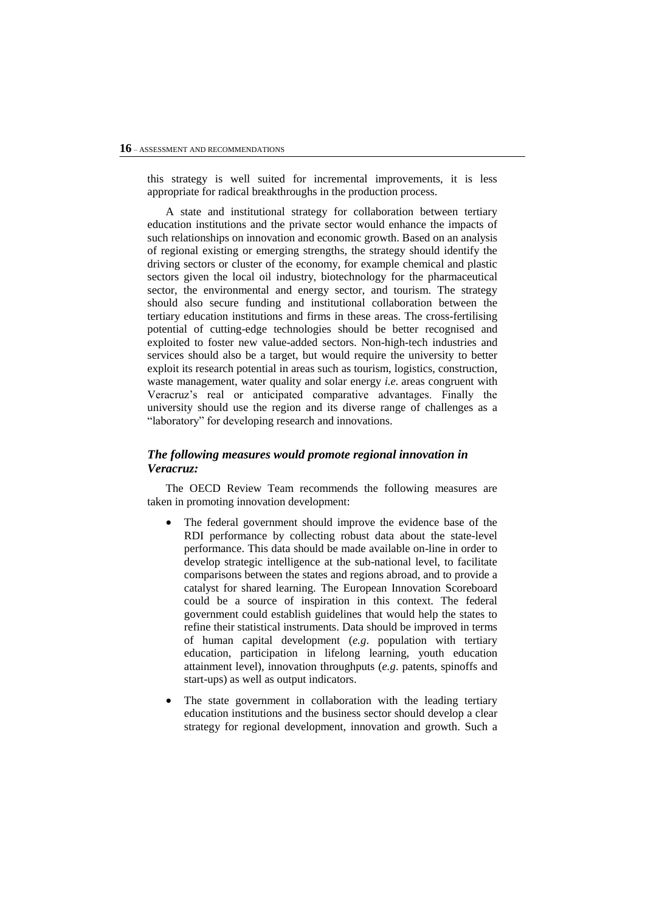this strategy is well suited for incremental improvements, it is less appropriate for radical breakthroughs in the production process.

A state and institutional strategy for collaboration between tertiary education institutions and the private sector would enhance the impacts of such relationships on innovation and economic growth. Based on an analysis of regional existing or emerging strengths, the strategy should identify the driving sectors or cluster of the economy, for example chemical and plastic sectors given the local oil industry, biotechnology for the pharmaceutical sector, the environmental and energy sector, and tourism. The strategy should also secure funding and institutional collaboration between the tertiary education institutions and firms in these areas. The cross-fertilising potential of cutting-edge technologies should be better recognised and exploited to foster new value-added sectors. Non-high-tech industries and services should also be a target, but would require the university to better exploit its research potential in areas such as tourism, logistics, construction, waste management, water quality and solar energy *i.e.* areas congruent with Veracruz's real or anticipated comparative advantages. Finally the university should use the region and its diverse range of challenges as a "laboratory" for developing research and innovations.

### *The following measures would promote regional innovation in Veracruz:*

The OECD Review Team recommends the following measures are taken in promoting innovation development:

- The federal government should improve the evidence base of the RDI performance by collecting robust data about the state-level performance. This data should be made available on-line in order to develop strategic intelligence at the sub-national level, to facilitate comparisons between the states and regions abroad, and to provide a catalyst for shared learning. The European Innovation Scoreboard could be a source of inspiration in this context. The federal government could establish guidelines that would help the states to refine their statistical instruments. Data should be improved in terms of human capital development (*e.g*. population with tertiary education, participation in lifelong learning, youth education attainment level), innovation throughputs (*e.g*. patents, spinoffs and start-ups) as well as output indicators.
- The state government in collaboration with the leading tertiary education institutions and the business sector should develop a clear strategy for regional development, innovation and growth. Such a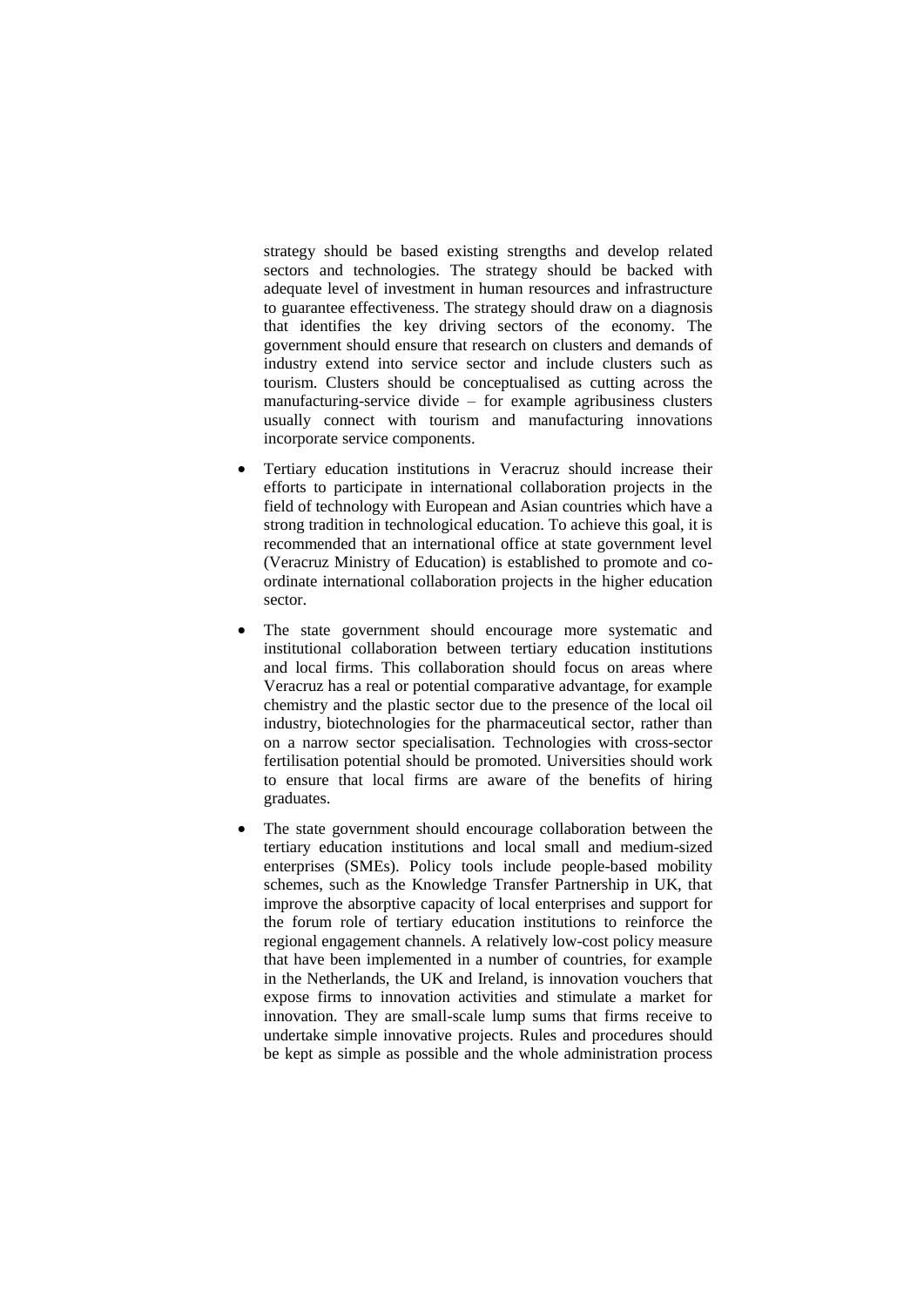strategy should be based existing strengths and develop related sectors and technologies. The strategy should be backed with adequate level of investment in human resources and infrastructure to guarantee effectiveness. The strategy should draw on a diagnosis that identifies the key driving sectors of the economy. The government should ensure that research on clusters and demands of industry extend into service sector and include clusters such as tourism. Clusters should be conceptualised as cutting across the manufacturing-service divide – for example agribusiness clusters usually connect with tourism and manufacturing innovations incorporate service components.

- Tertiary education institutions in Veracruz should increase their efforts to participate in international collaboration projects in the field of technology with European and Asian countries which have a strong tradition in technological education. To achieve this goal, it is recommended that an international office at state government level (Veracruz Ministry of Education) is established to promote and co-ordinate international collaboration projects in the higher education sector.
- The state government should encourage more systematic and institutional collaboration between tertiary education institutions and local firms. This collaboration should focus on areas where Veracruz has a real or potential comparative advantage, for example chemistry and the plastic sector due to the presence of the local oil industry, biotechnologies for the pharmaceutical sector, rather than on a narrow sector specialisation. Technologies with cross-sector fertilisation potential should be promoted. Universities should work to ensure that local firms are aware of the benefits of hiring graduates.
- The state government should encourage collaboration between the tertiary education institutions and local small and medium-sized enterprises (SMEs). Policy tools include people-based mobility schemes, such as the Knowledge Transfer Partnership in UK, that improve the absorptive capacity of local enterprises and support for the forum role of tertiary education institutions to reinforce the regional engagement channels. A relatively low-cost policy measure that have been implemented in a number of countries, for example in the Netherlands, the UK and Ireland, is innovation vouchers that expose firms to innovation activities and stimulate a market for innovation. They are small-scale lump sums that firms receive to undertake simple innovative projects. Rules and procedures should be kept as simple as possible and the whole administration process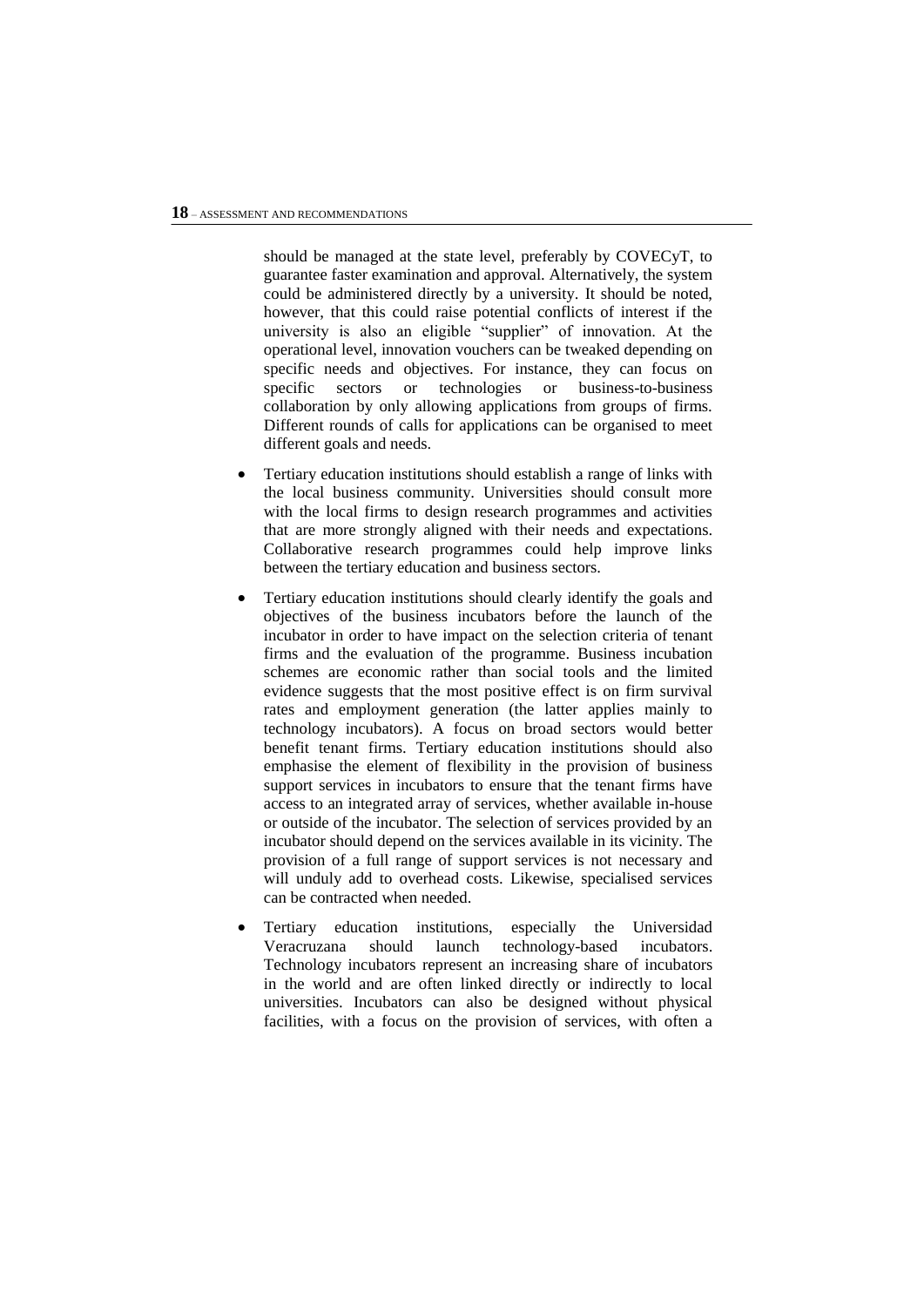should be managed at the state level, preferably by COVECyT, to guarantee faster examination and approval. Alternatively, the system could be administered directly by a university. It should be noted, however, that this could raise potential conflicts of interest if the university is also an eligible "supplier" of innovation. At the operational level, innovation vouchers can be tweaked depending on specific needs and objectives. For instance, they can focus on specific sectors or technologies or business-to-business collaboration by only allowing applications from groups of firms. Different rounds of calls for applications can be organised to meet different goals and needs.

- Tertiary education institutions should establish a range of links with the local business community. Universities should consult more with the local firms to design research programmes and activities that are more strongly aligned with their needs and expectations. Collaborative research programmes could help improve links between the tertiary education and business sectors.

- Tertiary education institutions should clearly identify the goals and objectives of the business incubators before the launch of the incubator in order to have impact on the selection criteria of tenant firms and the evaluation of the programme. Business incubation schemes are economic rather than social tools and the limited evidence suggests that the most positive effect is on firm survival rates and employment generation (the latter applies mainly to technology incubators). A focus on broad sectors would better benefit tenant firms. Tertiary education institutions should also emphasise the element of flexibility in the provision of business support services in incubators to ensure that the tenant firms have access to an integrated array of services, whether available in-house or outside of the incubator. The selection of services provided by an incubator should depend on the services available in its vicinity. The provision of a full range of support services is not necessary and will unduly add to overhead costs. Likewise, specialised services can be contracted when needed.

- Tertiary education institutions, especially the Universidad Veracruzana should launch technology-based incubators. Technology incubators represent an increasing share of incubators in the world and are often linked directly or indirectly to local universities. Incubators can also be designed without physical facilities, with a focus on the provision of services, with often a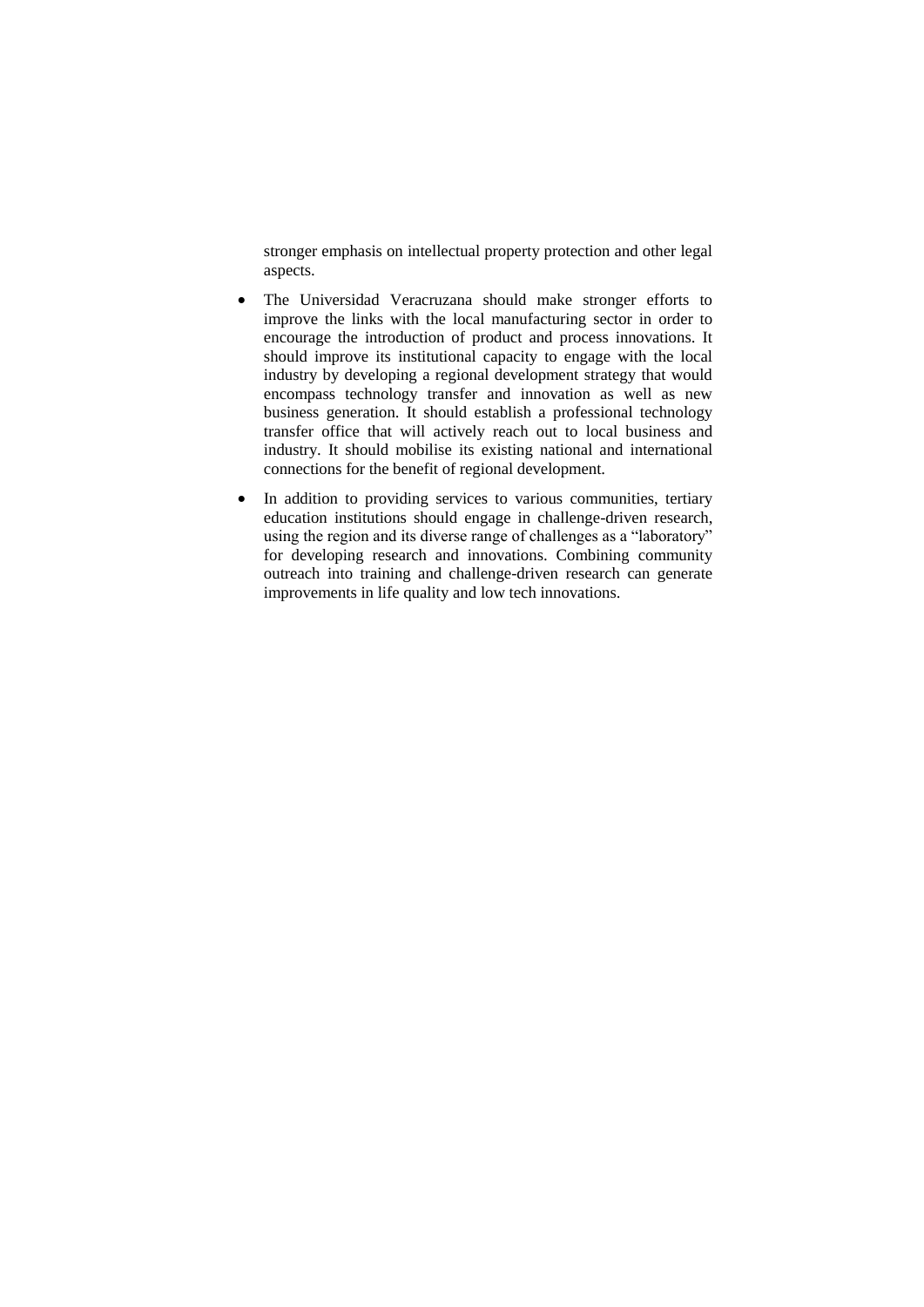stronger emphasis on intellectual property protection and other legal aspects.

- The Universidad Veracruzana should make stronger efforts to improve the links with the local manufacturing sector in order to encourage the introduction of product and process innovations. It should improve its institutional capacity to engage with the local industry by developing a regional development strategy that would encompass technology transfer and innovation as well as new business generation. It should establish a professional technology transfer office that will actively reach out to local business and industry. It should mobilise its existing national and international connections for the benefit of regional development.

- In addition to providing services to various communities, tertiary education institutions should engage in challenge-driven research, using the region and its diverse range of challenges as a "laboratory" for developing research and innovations. Combining community outreach into training and challenge-driven research can generate improvements in life quality and low tech innovations.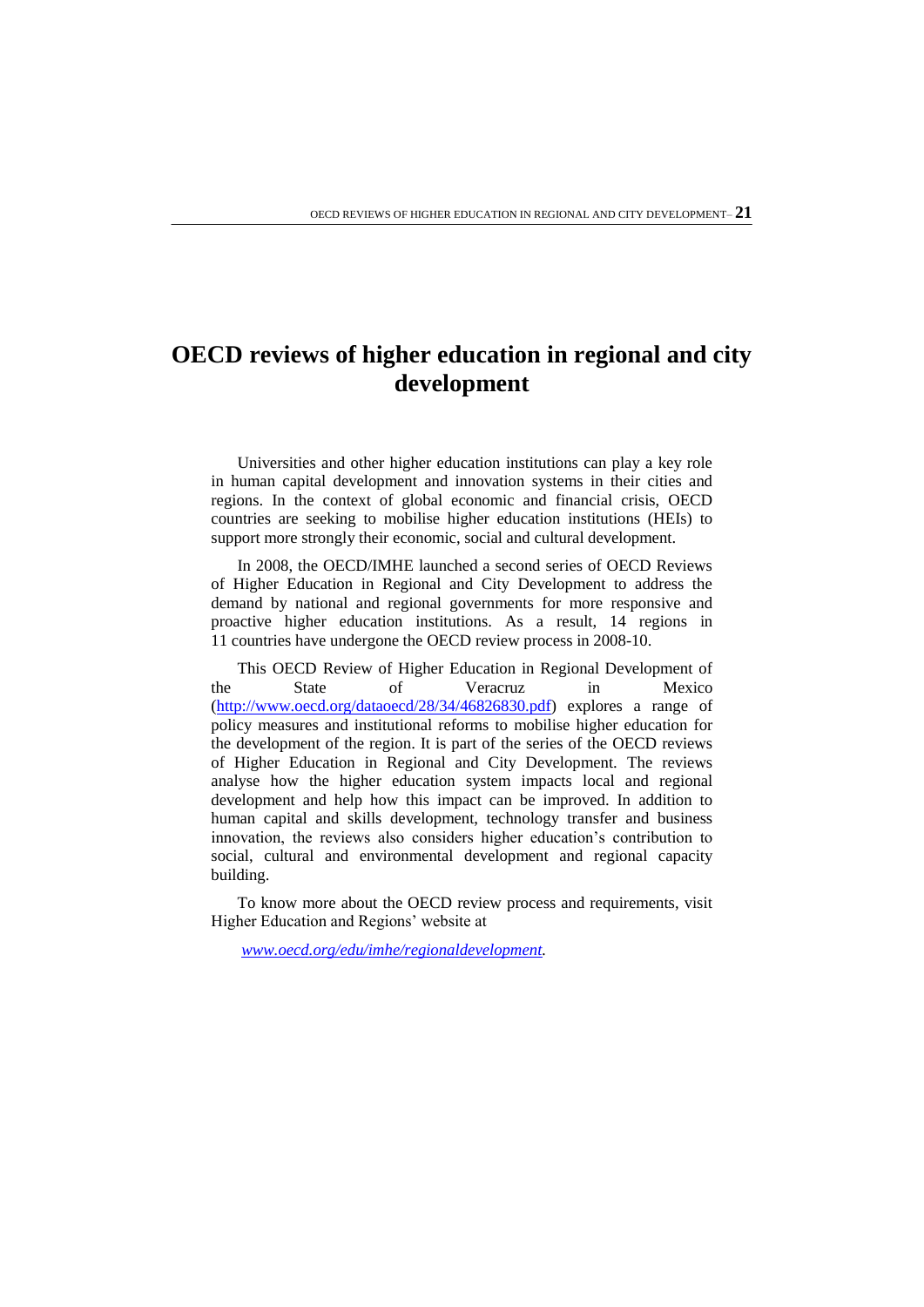# OECD reviews of higher education in regional and city development

Universities and other higher education institutions can play a key role in human capital development and innovation systems in their cities and regions. In the context of global economic and financial crisis, OECD countries are seeking to mobilise higher education institutions (HEIs) to support more strongly their economic, social and cultural development.

In 2008, the OECD/IMHE launched a second series of OECD Reviews of Higher Education in Regional and City Development to address the demand by national and regional governments for more responsive and proactive higher education institutions. As a result, 14 regions in 11 countries have undergone the OECD review process in 2008-10.

This OECD Review of Higher Education in Regional Development of the State of Veracruz in Mexico (http://www.oecd.org/dataoecd/28/34/46826830.pdf) explores a range of policy measures and institutional reforms to mobilise higher education for the development of the region. It is part of the series of the OECD reviews of Higher Education in Regional and City Development. The reviews analyse how the higher education system impacts local and regional development and help how this impact can be improved. In addition to human capital and skills development, technology transfer and business innovation, the reviews also considers higher education's contribution to social, cultural and environmental development and regional capacity building.

To know more about the OECD review process and requirements, visit Higher Education and Regions' website at

*www.oecd.org/edu/imhe/regionaldevelopment.*